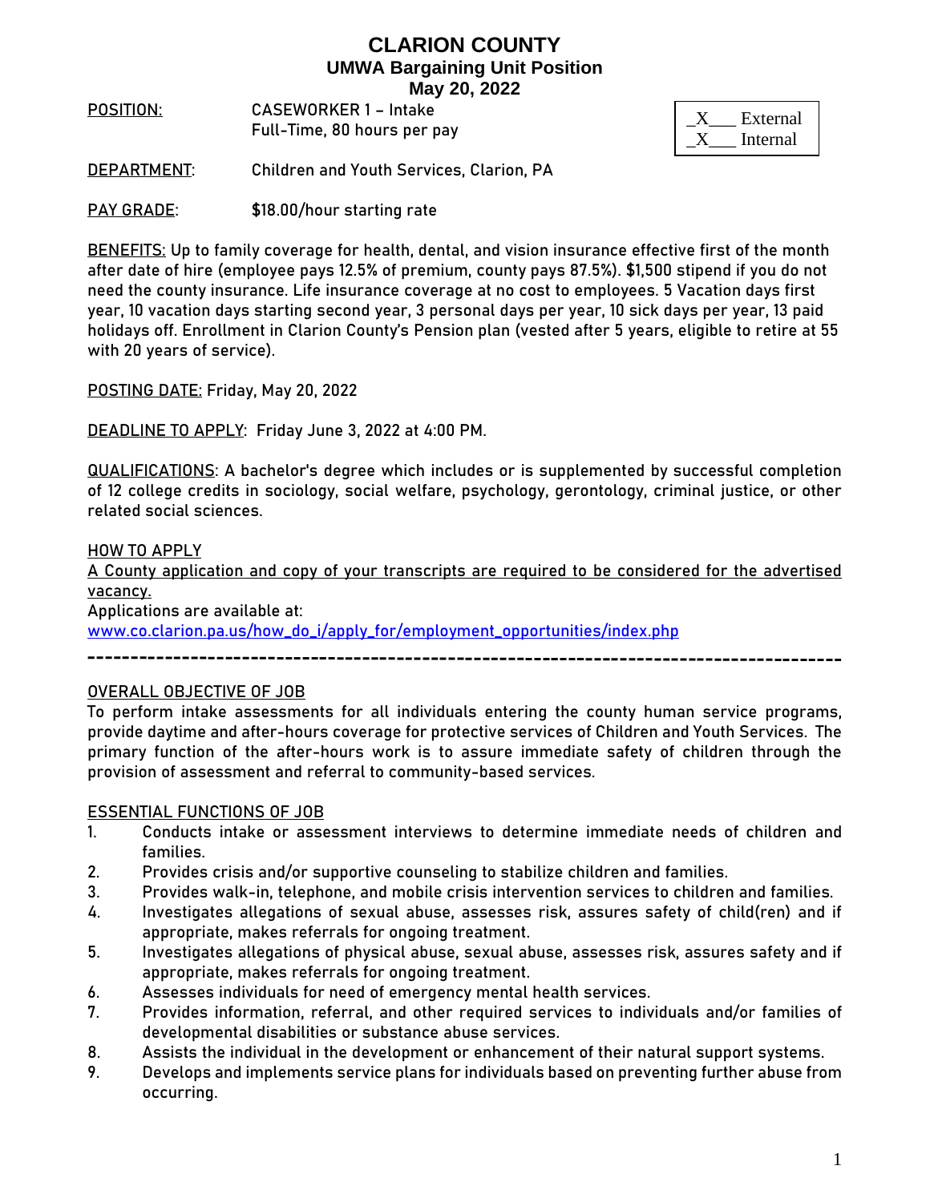# CLARION COUNTY

## UMWA Bargaining Unit Position

## May 20, 2022

_X___ External
_X___ Internal

POSITION: CASEWORKER 1 – Intake
Full-Time, 80 hours per pay

DEPARTMENT: Children and Youth Services, Clarion, PA

PAY GRADE: $18.00/hour starting rate

BENEFITS: Up to family coverage for health, dental, and vision insurance effective first of the month after date of hire (employee pays 12.5% of premium, county pays 87.5%). $1,500 stipend if you do not need the county insurance. Life insurance coverage at no cost to employees. 5 Vacation days first year, 10 vacation days starting second year, 3 personal days per year, 10 sick days per year, 13 paid holidays off. Enrollment in Clarion County's Pension plan (vested after 5 years, eligible to retire at 55 with 20 years of service).

POSTING DATE: Friday, May 20, 2022

DEADLINE TO APPLY: Friday June 3, 2022 at 4:00 PM.

QUALIFICATIONS: A bachelor's degree which includes or is supplemented by successful completion of 12 college credits in sociology, social welfare, psychology, gerontology, criminal justice, or other related social sciences.

HOW TO APPLY

A County application and copy of your transcripts are required to be considered for the advertised vacancy.

Applications are available at:
www.co.clarion.pa.us/how_do_i/apply_for/employment_opportunities/index.php

---

OVERALL OBJECTIVE OF JOB

To perform intake assessments for all individuals entering the county human service programs, provide daytime and after-hours coverage for protective services of Children and Youth Services. The primary function of the after-hours work is to assure immediate safety of children through the provision of assessment and referral to community-based services.

ESSENTIAL FUNCTIONS OF JOB

1. Conducts intake or assessment interviews to determine immediate needs of children and families.
2. Provides crisis and/or supportive counseling to stabilize children and families.
3. Provides walk-in, telephone, and mobile crisis intervention services to children and families.
4. Investigates allegations of sexual abuse, assesses risk, assures safety of child(ren) and if appropriate, makes referrals for ongoing treatment.
5. Investigates allegations of physical abuse, sexual abuse, assesses risk, assures safety and if appropriate, makes referrals for ongoing treatment.
6. Assesses individuals for need of emergency mental health services.
7. Provides information, referral, and other required services to individuals and/or families of developmental disabilities or substance abuse services.
8. Assists the individual in the development or enhancement of their natural support systems.
9. Develops and implements service plans for individuals based on preventing further abuse from occurring.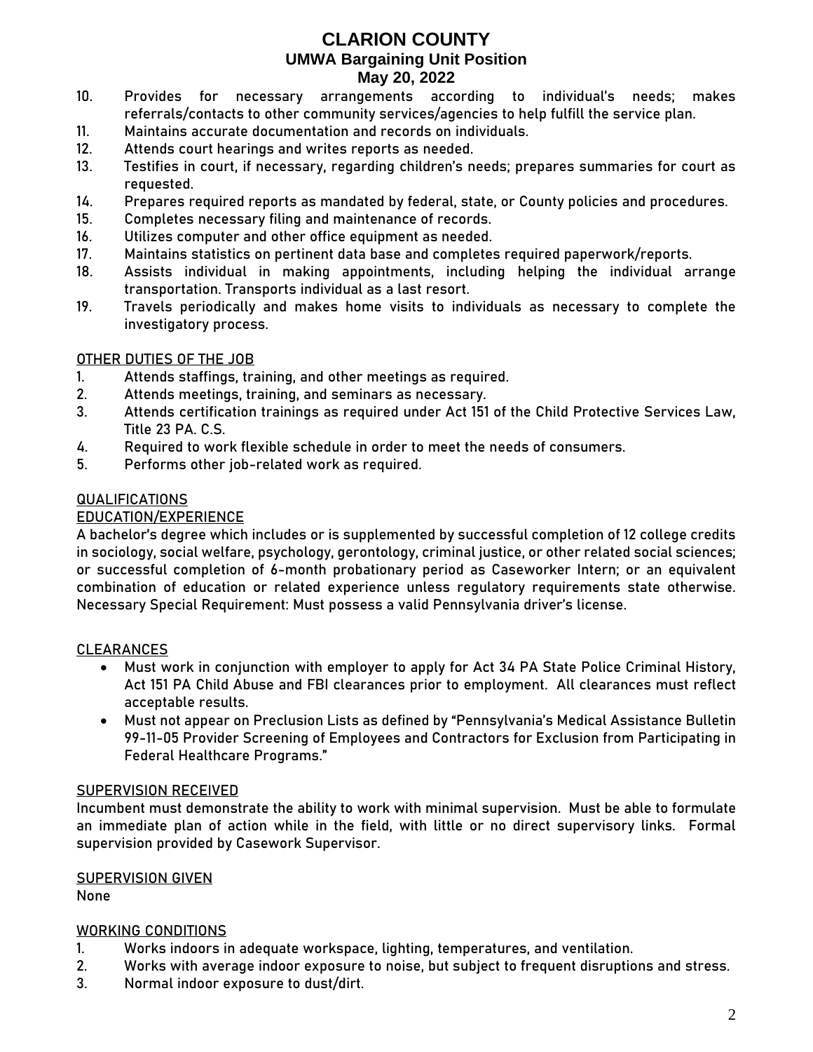10. Provides for necessary arrangements according to individual's needs; makes referrals/contacts to other community services/agencies to help fulfill the service plan.
11. Maintains accurate documentation and records on individuals.
12. Attends court hearings and writes reports as needed.
13. Testifies in court, if necessary, regarding children's needs; prepares summaries for court as requested.
14. Prepares required reports as mandated by federal, state, or County policies and procedures.
15. Completes necessary filing and maintenance of records.
16. Utilizes computer and other office equipment as needed.
17. Maintains statistics on pertinent data base and completes required paperwork/reports.
18. Assists individual in making appointments, including helping the individual arrange transportation. Transports individual as a last resort.
19. Travels periodically and makes home visits to individuals as necessary to complete the investigatory process.

## OTHER DUTIES OF THE JOB

1. Attends staffings, training, and other meetings as required.
2. Attends meetings, training, and seminars as necessary.
3. Attends certification trainings as required under Act 151 of the Child Protective Services Law, Title 23 PA. C.S.
4. Required to work flexible schedule in order to meet the needs of consumers.
5. Performs other job-related work as required.

## QUALIFICATIONS

### EDUCATION/EXPERIENCE

A bachelor's degree which includes or is supplemented by successful completion of 12 college credits in sociology, social welfare, psychology, gerontology, criminal justice, or other related social sciences; or successful completion of 6-month probationary period as Caseworker Intern; or an equivalent combination of education or related experience unless regulatory requirements state otherwise. Necessary Special Requirement: Must possess a valid Pennsylvania driver's license.

## CLEARANCES

- Must work in conjunction with employer to apply for Act 34 PA State Police Criminal History, Act 151 PA Child Abuse and FBI clearances prior to employment. All clearances must reflect acceptable results.
- Must not appear on Preclusion Lists as defined by "Pennsylvania's Medical Assistance Bulletin 99-11-05 Provider Screening of Employees and Contractors for Exclusion from Participating in Federal Healthcare Programs."

## SUPERVISION RECEIVED

Incumbent must demonstrate the ability to work with minimal supervision. Must be able to formulate an immediate plan of action while in the field, with little or no direct supervisory links. Formal supervision provided by Casework Supervisor.

## SUPERVISION GIVEN

None

## WORKING CONDITIONS

1. Works indoors in adequate workspace, lighting, temperatures, and ventilation.
2. Works with average indoor exposure to noise, but subject to frequent disruptions and stress.
3. Normal indoor exposure to dust/dirt.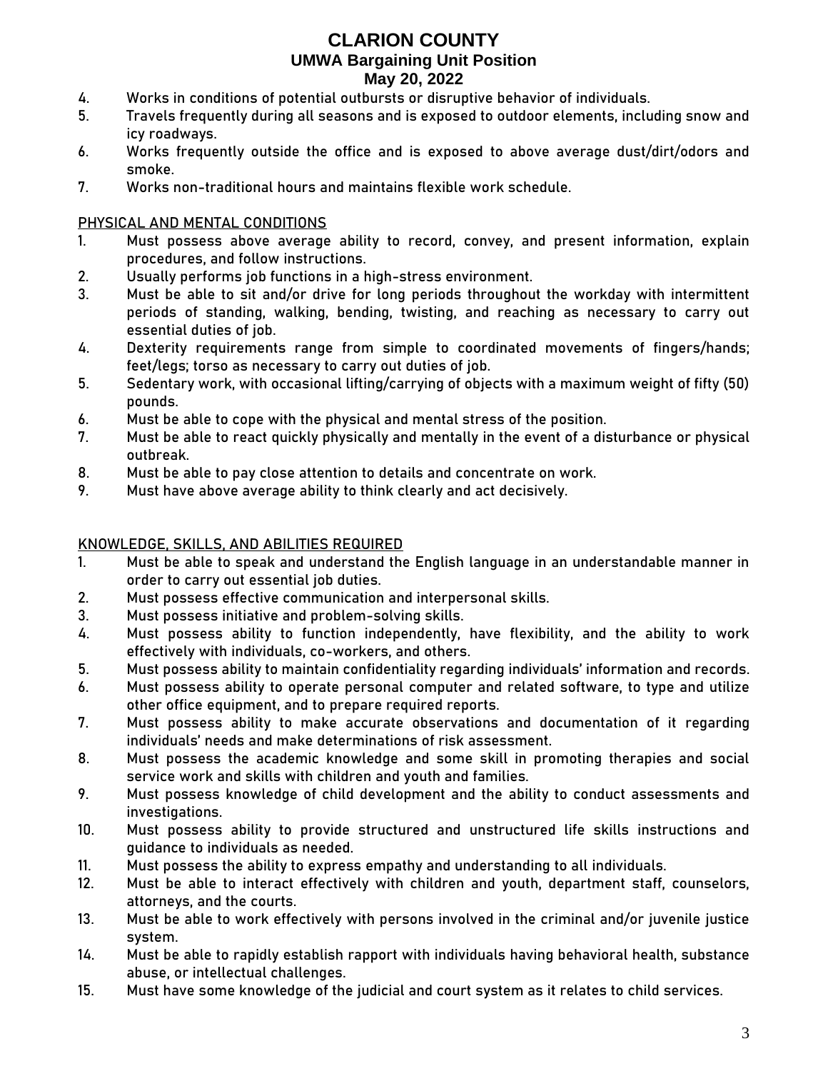4. Works in conditions of potential outbursts or disruptive behavior of individuals.
5. Travels frequently during all seasons and is exposed to outdoor elements, including snow and icy roadways.
6. Works frequently outside the office and is exposed to above average dust/dirt/odors and smoke.
7. Works non-traditional hours and maintains flexible work schedule.

## PHYSICAL AND MENTAL CONDITIONS

1. Must possess above average ability to record, convey, and present information, explain procedures, and follow instructions.
2. Usually performs job functions in a high-stress environment.
3. Must be able to sit and/or drive for long periods throughout the workday with intermittent periods of standing, walking, bending, twisting, and reaching as necessary to carry out essential duties of job.
4. Dexterity requirements range from simple to coordinated movements of fingers/hands; feet/legs; torso as necessary to carry out duties of job.
5. Sedentary work, with occasional lifting/carrying of objects with a maximum weight of fifty (50) pounds.
6. Must be able to cope with the physical and mental stress of the position.
7. Must be able to react quickly physically and mentally in the event of a disturbance or physical outbreak.
8. Must be able to pay close attention to details and concentrate on work.
9. Must have above average ability to think clearly and act decisively.

## KNOWLEDGE, SKILLS, AND ABILITIES REQUIRED

1. Must be able to speak and understand the English language in an understandable manner in order to carry out essential job duties.
2. Must possess effective communication and interpersonal skills.
3. Must possess initiative and problem-solving skills.
4. Must possess ability to function independently, have flexibility, and the ability to work effectively with individuals, co-workers, and others.
5. Must possess ability to maintain confidentiality regarding individuals' information and records.
6. Must possess ability to operate personal computer and related software, to type and utilize other office equipment, and to prepare required reports.
7. Must possess ability to make accurate observations and documentation of it regarding individuals' needs and make determinations of risk assessment.
8. Must possess the academic knowledge and some skill in promoting therapies and social service work and skills with children and youth and families.
9. Must possess knowledge of child development and the ability to conduct assessments and investigations.
10. Must possess ability to provide structured and unstructured life skills instructions and guidance to individuals as needed.
11. Must possess the ability to express empathy and understanding to all individuals.
12. Must be able to interact effectively with children and youth, department staff, counselors, attorneys, and the courts.
13. Must be able to work effectively with persons involved in the criminal and/or juvenile justice system.
14. Must be able to rapidly establish rapport with individuals having behavioral health, substance abuse, or intellectual challenges.
15. Must have some knowledge of the judicial and court system as it relates to child services.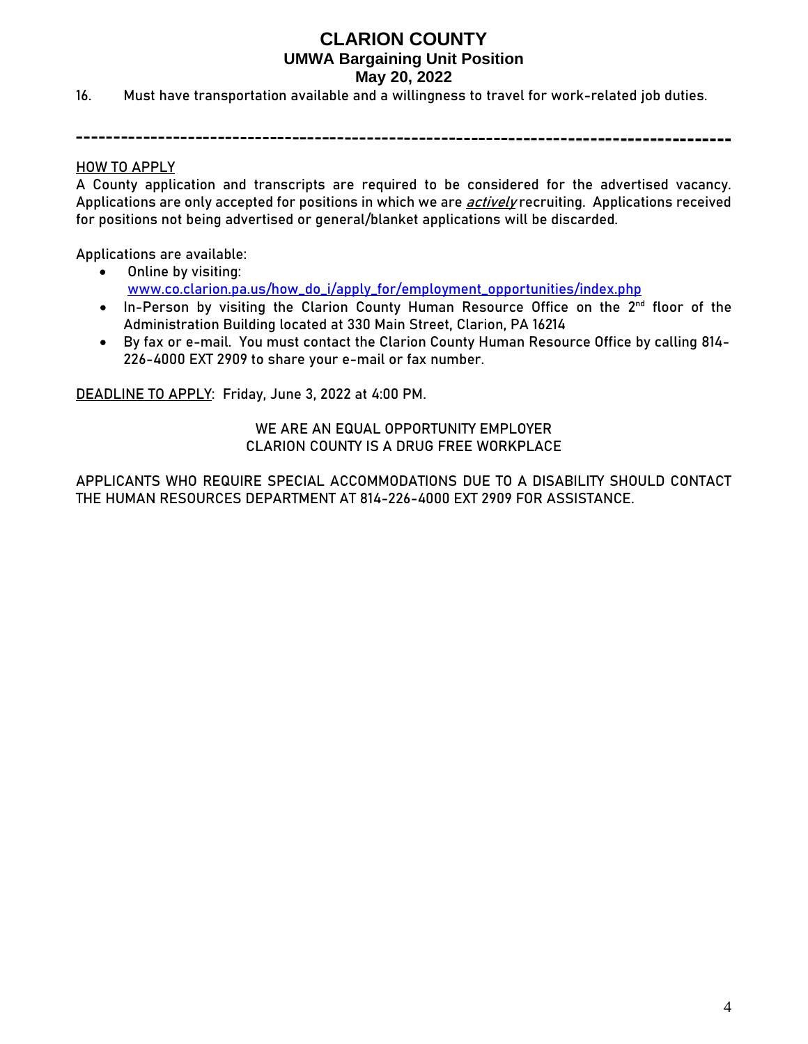16. Must have transportation available and a willingness to travel for work-related job duties.

---

HOW TO APPLY

A County application and transcripts are required to be considered for the advertised vacancy. Applications are only accepted for positions in which we are ***actively*** recruiting. Applications received for positions not being advertised or general/blanket applications will be discarded.

Applications are available:

- Online by visiting: www.co.clarion.pa.us/how_do_i/apply_for/employment_opportunities/index.php
- In-Person by visiting the Clarion County Human Resource Office on the 2nd floor of the Administration Building located at 330 Main Street, Clarion, PA 16214
- By fax or e-mail. You must contact the Clarion County Human Resource Office by calling 814-226-4000 EXT 2909 to share your e-mail or fax number.

DEADLINE TO APPLY: Friday, June 3, 2022 at 4:00 PM.

WE ARE AN EQUAL OPPORTUNITY EMPLOYER
CLARION COUNTY IS A DRUG FREE WORKPLACE

APPLICANTS WHO REQUIRE SPECIAL ACCOMMODATIONS DUE TO A DISABILITY SHOULD CONTACT THE HUMAN RESOURCES DEPARTMENT AT 814-226-4000 EXT 2909 FOR ASSISTANCE.